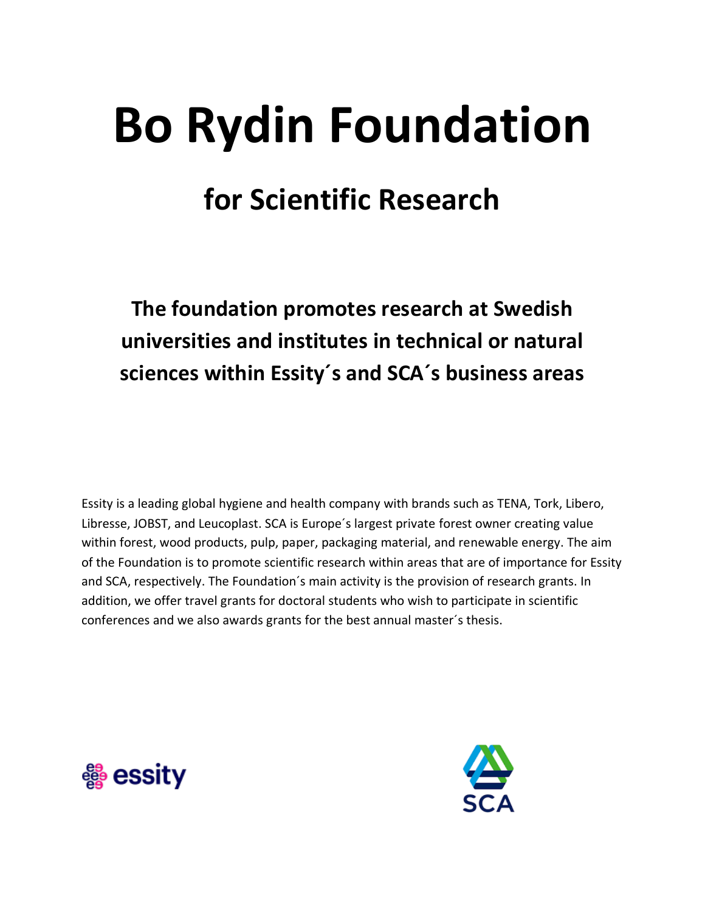# Bo Rydin Foundation

## for Scientific Research

### The foundation promotes research at Swedish universities and institutes in technical or natural sciences within Essity´s and SCA´s business areas

Essity is a leading global hygiene and health company with brands such as TENA, Tork, Libero, Libresse, JOBST, and Leucoplast. SCA is Europe´s largest private forest owner creating value within forest, wood products, pulp, paper, packaging material, and renewable energy. The aim of the Foundation is to promote scientific research within areas that are of importance for Essity and SCA, respectively. The Foundation´s main activity is the provision of research grants. In addition, we offer travel grants for doctoral students who wish to participate in scientific conferences and we also awards grants for the best annual master´s thesis.

essity

SCA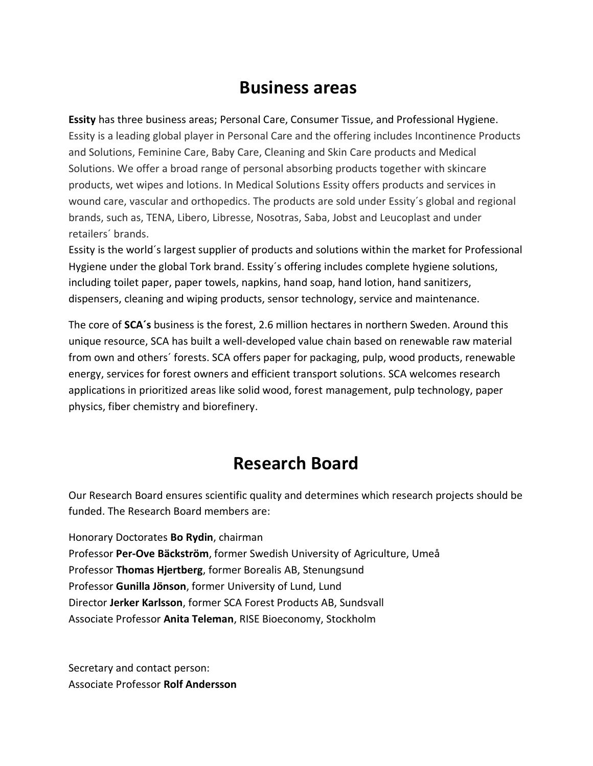# Business areas

**Essity** has three business areas; Personal Care, Consumer Tissue, and Professional Hygiene. Essity is a leading global player in Personal Care and the offering includes Incontinence Products and Solutions, Feminine Care, Baby Care, Cleaning and Skin Care products and Medical Solutions. We offer a broad range of personal absorbing products together with skincare products, wet wipes and lotions. In Medical Solutions Essity offers products and services in wound care, vascular and orthopedics. The products are sold under Essity´s global and regional brands, such as, TENA, Libero, Libresse, Nosotras, Saba, Jobst and Leucoplast and under retailers´ brands.

Essity is the world´s largest supplier of products and solutions within the market for Professional Hygiene under the global Tork brand. Essity´s offering includes complete hygiene solutions, including toilet paper, paper towels, napkins, hand soap, hand lotion, hand sanitizers, dispensers, cleaning and wiping products, sensor technology, service and maintenance.

The core of **SCA´s** business is the forest, 2.6 million hectares in northern Sweden. Around this unique resource, SCA has built a well-developed value chain based on renewable raw material from own and others´ forests. SCA offers paper for packaging, pulp, wood products, renewable energy, services for forest owners and efficient transport solutions. SCA welcomes research applications in prioritized areas like solid wood, forest management, pulp technology, paper physics, fiber chemistry and biorefinery.

# Research Board

Our Research Board ensures scientific quality and determines which research projects should be funded. The Research Board members are:

Honorary Doctorates **Bo Rydin**, chairman
Professor **Per-Ove Bäckström**, former Swedish University of Agriculture, Umeå
Professor **Thomas Hjertberg**, former Borealis AB, Stenungsund
Professor **Gunilla Jönson**, former University of Lund, Lund
Director **Jerker Karlsson**, former SCA Forest Products AB, Sundsvall
Associate Professor **Anita Teleman**, RISE Bioeconomy, Stockholm

Secretary and contact person:
Associate Professor **Rolf Andersson**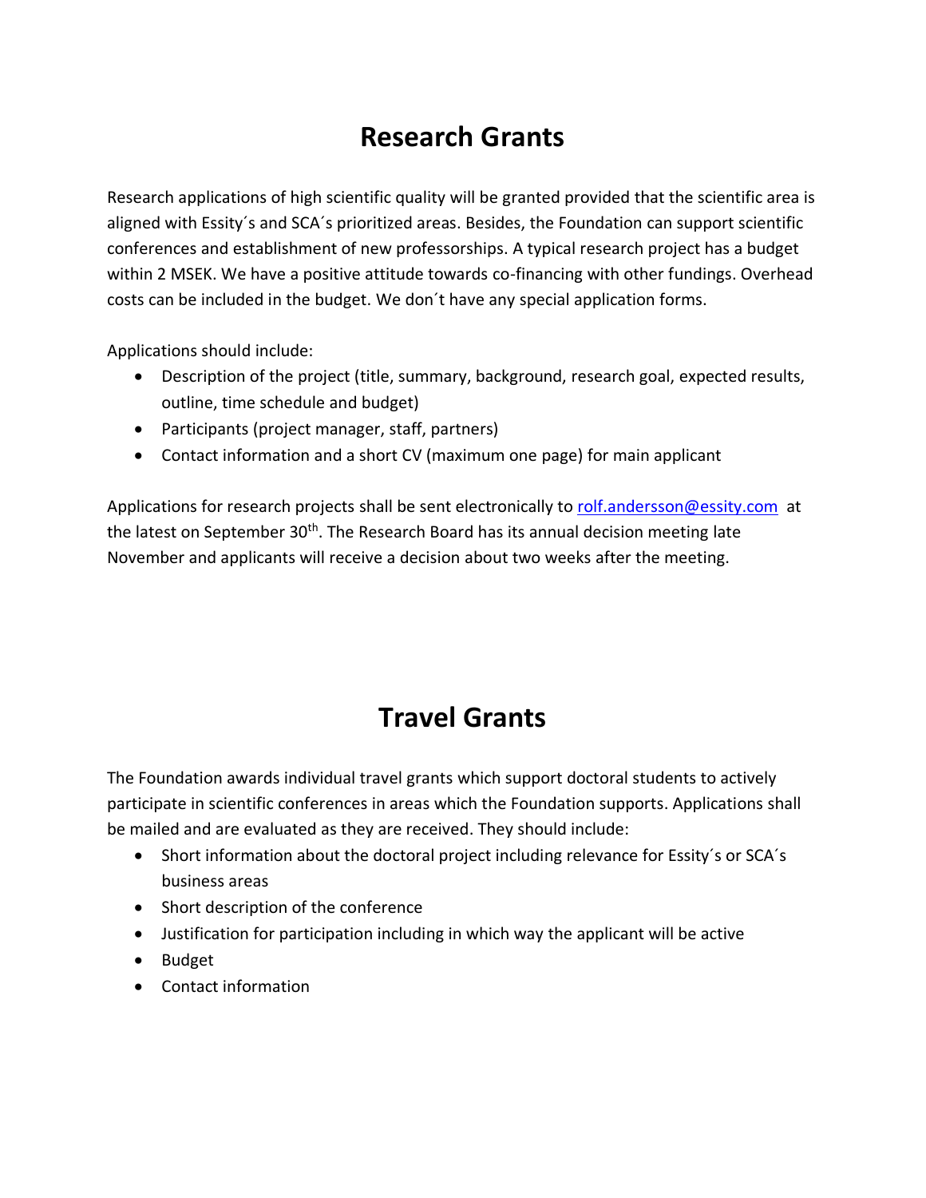# Research Grants

Research applications of high scientific quality will be granted provided that the scientific area is aligned with Essity´s and SCA´s prioritized areas. Besides, the Foundation can support scientific conferences and establishment of new professorships. A typical research project has a budget within 2 MSEK. We have a positive attitude towards co-financing with other fundings. Overhead costs can be included in the budget. We don´t have any special application forms.

Applications should include:

- Description of the project (title, summary, background, research goal, expected results, outline, time schedule and budget)
- Participants (project manager, staff, partners)
- Contact information and a short CV (maximum one page) for main applicant

Applications for research projects shall be sent electronically to rolf.andersson@essity.com at the latest on September 30th. The Research Board has its annual decision meeting late November and applicants will receive a decision about two weeks after the meeting.

# Travel Grants

The Foundation awards individual travel grants which support doctoral students to actively participate in scientific conferences in areas which the Foundation supports. Applications shall be mailed and are evaluated as they are received. They should include:

- Short information about the doctoral project including relevance for Essity´s or SCA´s business areas
- Short description of the conference
- Justification for participation including in which way the applicant will be active
- Budget
- Contact information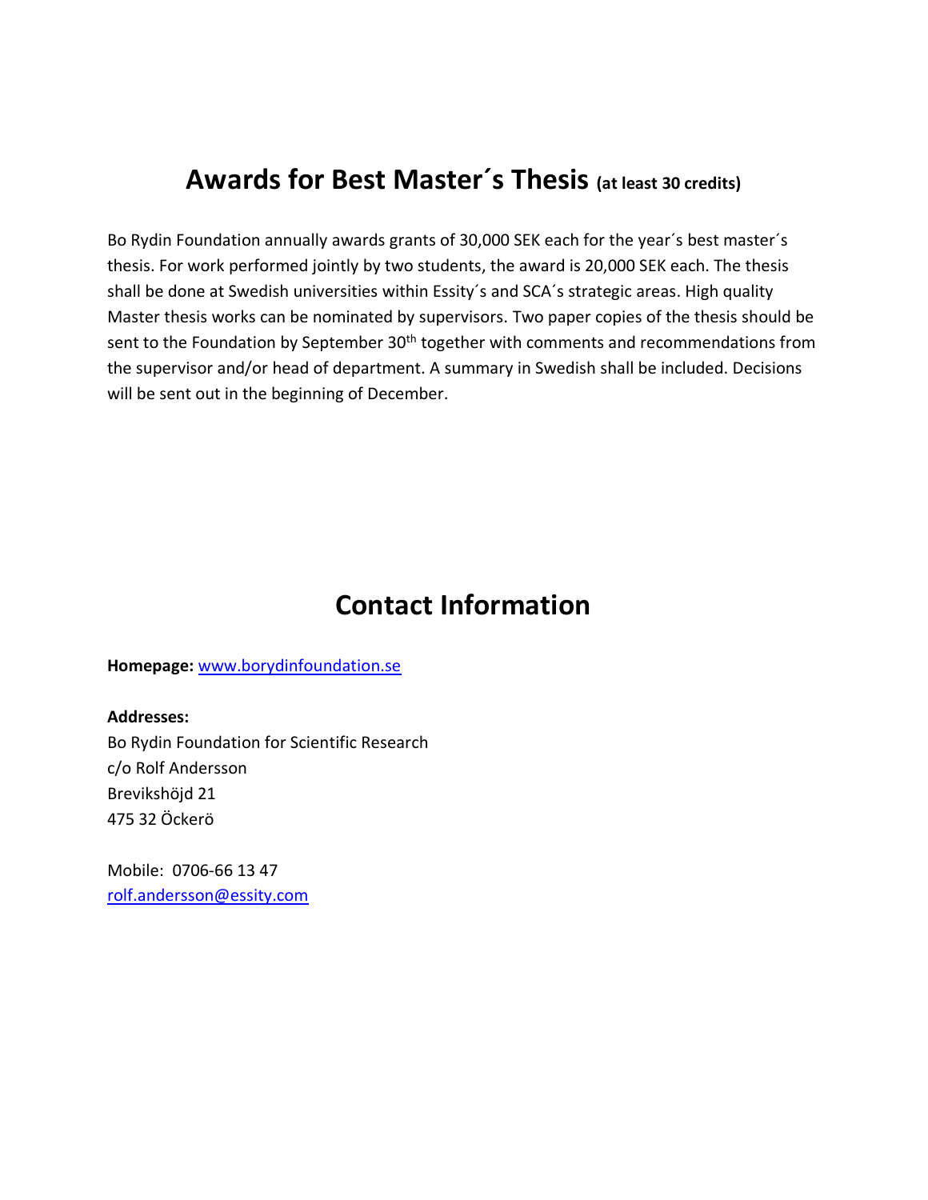## Awards for Best Master´s Thesis (at least 30 credits)

Bo Rydin Foundation annually awards grants of 30,000 SEK each for the year´s best master´s thesis. For work performed jointly by two students, the award is 20,000 SEK each. The thesis shall be done at Swedish universities within Essity´s and SCA´s strategic areas. High quality Master thesis works can be nominated by supervisors. Two paper copies of the thesis should be sent to the Foundation by September 30th together with comments and recommendations from the supervisor and/or head of department. A summary in Swedish shall be included. Decisions will be sent out in the beginning of December.

## Contact Information

**Homepage:** www.borydinfoundation.se

**Addresses:**
Bo Rydin Foundation for Scientific Research
c/o Rolf Andersson
Brevikshöjd 21
475 32 Öckerö

Mobile: 0706-66 13 47
rolf.andersson@essity.com